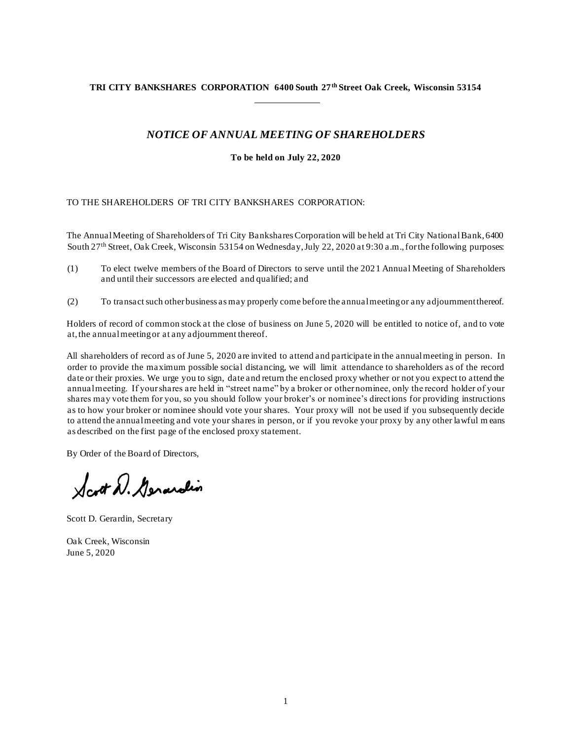**TRI CITY BANKSHARES CORPORATION 6400 South 27th Street Oak Creek, Wisconsin 53154**

# *NOTICE OF ANNUAL MEETING OF SHAREHOLDERS*

**To be held on July 22, 2020**

TO THE SHAREHOLDERS OF TRI CITY BANKSHARES CORPORATION:

The Annual Meeting of Shareholders of Tri City Bankshares Corporation will be held at Tri City National Bank, 6400 South 27th Street, Oak Creek, Wisconsin 53154 on Wednesday, July 22, 2020 at 9:30 a.m., for the following purposes:

(1) To elect twelve members of the Board of Directors to serve until the 2021 Annual Meeting of Shareholders and until their successors are elected and qualified; and

(2) To transact such other business as may properly come before the annual meeting or any adjournment thereof.

Holders of record of common stock at the close of business on June 5, 2020 will be entitled to notice of, and to vote at, the annual meeting or at any adjournment thereof.

All shareholders of record as of June 5, 2020 are invited to attend and participate in the annual meeting in person. In order to provide the maximum possible social distancing, we will limit attendance to shareholders as of the record date or their proxies. We urge you to sign, date and return the enclosed proxy whether or not you expect to attend the annual meeting. If your shares are held in "street name" by a broker or other nominee, only the record holder of your shares may vote them for you, so you should follow your broker's or nominee's directions for providing instructions as to how your broker or nominee should vote your shares. Your proxy will not be used if you subsequently decide to attend the annual meeting and vote your shares in person, or if you revoke your proxy by any other lawful means as described on the first page of the enclosed proxy statement.

By Order of the Board of Directors,

Scott D. Gerardin, Secretary

Oak Creek, Wisconsin
June 5, 2020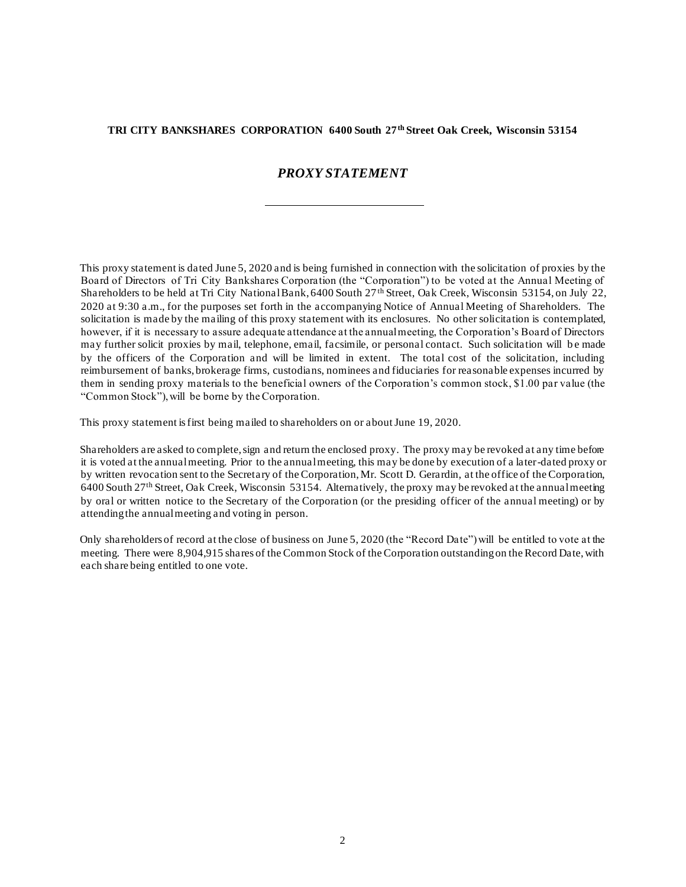**TRI CITY BANKSHARES CORPORATION 6400 South 27th Street Oak Creek, Wisconsin 53154**

# *PROXY STATEMENT*

---

This proxy statement is dated June 5, 2020 and is being furnished in connection with the solicitation of proxies by the Board of Directors of Tri City Bankshares Corporation (the "Corporation") to be voted at the Annual Meeting of Shareholders to be held at Tri City National Bank, 6400 South 27th Street, Oak Creek, Wisconsin 53154, on July 22, 2020 at 9:30 a.m., for the purposes set forth in the accompanying Notice of Annual Meeting of Shareholders. The solicitation is made by the mailing of this proxy statement with its enclosures. No other solicitation is contemplated, however, if it is necessary to assure adequate attendance at the annual meeting, the Corporation's Board of Directors may further solicit proxies by mail, telephone, email, facsimile, or personal contact. Such solicitation will be made by the officers of the Corporation and will be limited in extent. The total cost of the solicitation, including reimbursement of banks, brokerage firms, custodians, nominees and fiduciaries for reasonable expenses incurred by them in sending proxy materials to the beneficial owners of the Corporation's common stock, $1.00 par value (the "Common Stock"), will be borne by the Corporation.

This proxy statement is first being mailed to shareholders on or about June 19, 2020.

Shareholders are asked to complete, sign and return the enclosed proxy. The proxy may be revoked at any time before it is voted at the annual meeting. Prior to the annual meeting, this may be done by execution of a later-dated proxy or by written revocation sent to the Secretary of the Corporation, Mr. Scott D. Gerardin, at the office of the Corporation, 6400 South 27th Street, Oak Creek, Wisconsin 53154. Alternatively, the proxy may be revoked at the annual meeting by oral or written notice to the Secretary of the Corporation (or the presiding officer of the annual meeting) or by attending the annual meeting and voting in person.

Only shareholders of record at the close of business on June 5, 2020 (the "Record Date") will be entitled to vote at the meeting. There were 8,904,915 shares of the Common Stock of the Corporation outstanding on the Record Date, with each share being entitled to one vote.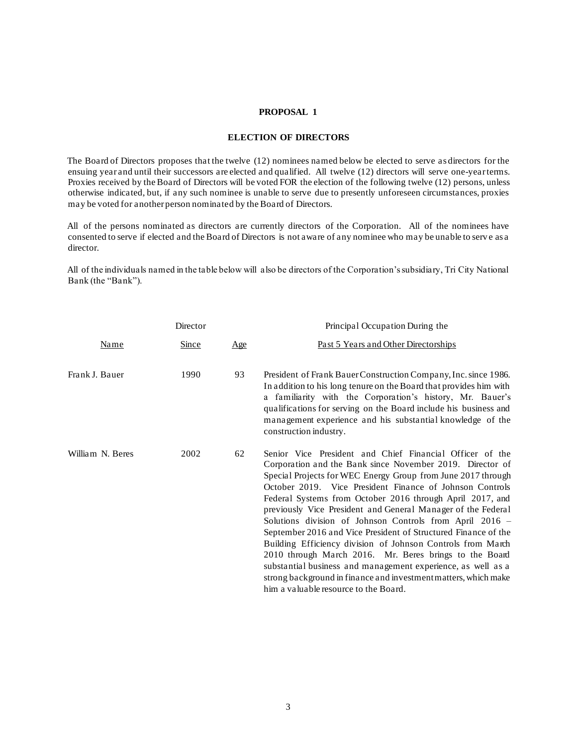## PROPOSAL 1

## ELECTION OF DIRECTORS

The Board of Directors proposes that the twelve (12) nominees named below be elected to serve as directors for the ensuing year and until their successors are elected and qualified. All twelve (12) directors will serve one-year terms. Proxies received by the Board of Directors will be voted FOR the election of the following twelve (12) persons, unless otherwise indicated, but, if any such nominee is unable to serve due to presently unforeseen circumstances, proxies may be voted for another person nominated by the Board of Directors.

All of the persons nominated as directors are currently directors of the Corporation. All of the nominees have consented to serve if elected and the Board of Directors is not aware of any nominee who may be unable to serve as a director.

All of the individuals named in the table below will also be directors of the Corporation's subsidiary, Tri City National Bank (the "Bank").

| Name | Director Since | Age | Principal Occupation During the Past 5 Years and Other Directorships |
|---|---|---|---|
| Frank J. Bauer | 1990 | 93 | President of Frank Bauer Construction Company, Inc. since 1986. In addition to his long tenure on the Board that provides him with a familiarity with the Corporation's history, Mr. Bauer's qualifications for serving on the Board include his business and management experience and his substantial knowledge of the construction industry. |
| William N. Beres | 2002 | 62 | Senior Vice President and Chief Financial Officer of the Corporation and the Bank since November 2019. Director of Special Projects for WEC Energy Group from June 2017 through October 2019. Vice President Finance of Johnson Controls Federal Systems from October 2016 through April 2017, and previously Vice President and General Manager of the Federal Solutions division of Johnson Controls from April 2016 – September 2016 and Vice President of Structured Finance of the Building Efficiency division of Johnson Controls from March 2010 through March 2016. Mr. Beres brings to the Board substantial business and management experience, as well as a strong background in finance and investment matters, which make him a valuable resource to the Board. |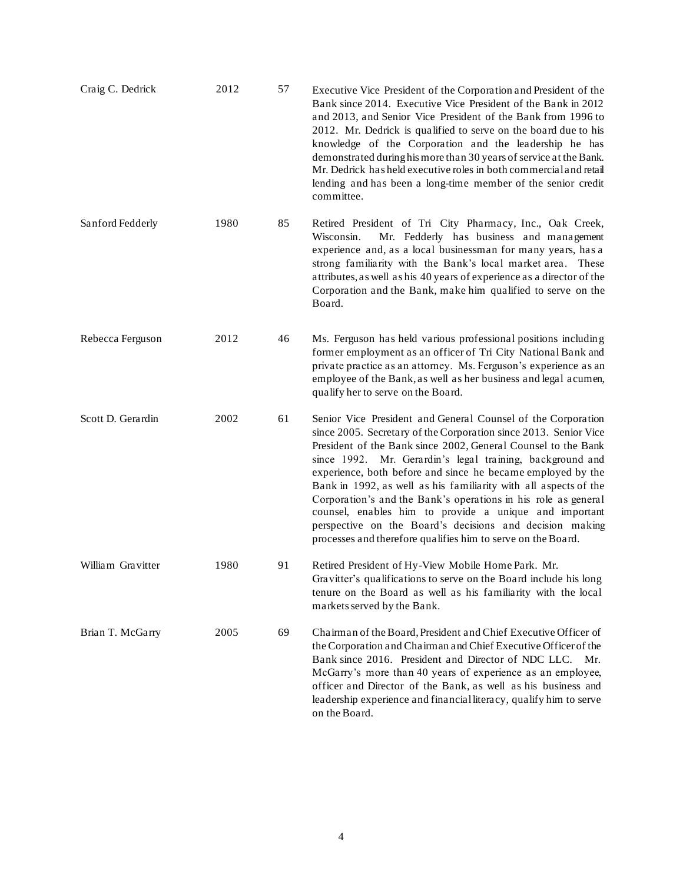| | | | |
|---|---|---|---|
| Craig C. Dedrick | 2012 | 57 | Executive Vice President of the Corporation and President of the Bank since 2014. Executive Vice President of the Bank in 2012 and 2013, and Senior Vice President of the Bank from 1996 to 2012. Mr. Dedrick is qualified to serve on the board due to his knowledge of the Corporation and the leadership he has demonstrated during his more than 30 years of service at the Bank. Mr. Dedrick has held executive roles in both commercial and retail lending and has been a long-time member of the senior credit committee. |
| Sanford Fedderly | 1980 | 85 | Retired President of Tri City Pharmacy, Inc., Oak Creek, Wisconsin. Mr. Fedderly has business and management experience and, as a local businessman for many years, has a strong familiarity with the Bank's local market area. These attributes, as well as his 40 years of experience as a director of the Corporation and the Bank, make him qualified to serve on the Board. |
| Rebecca Ferguson | 2012 | 46 | Ms. Ferguson has held various professional positions including former employment as an officer of Tri City National Bank and private practice as an attorney. Ms. Ferguson's experience as an employee of the Bank, as well as her business and legal acumen, qualify her to serve on the Board. |
| Scott D. Gerardin | 2002 | 61 | Senior Vice President and General Counsel of the Corporation since 2005. Secretary of the Corporation since 2013. Senior Vice President of the Bank since 2002, General Counsel to the Bank since 1992. Mr. Gerardin's legal training, background and experience, both before and since he became employed by the Bank in 1992, as well as his familiarity with all aspects of the Corporation's and the Bank's operations in his role as general counsel, enables him to provide a unique and important perspective on the Board's decisions and decision making processes and therefore qualifies him to serve on the Board. |
| William Gravitter | 1980 | 91 | Retired President of Hy-View Mobile Home Park. Mr. Gravitter's qualifications to serve on the Board include his long tenure on the Board as well as his familiarity with the local markets served by the Bank. |
| Brian T. McGarry | 2005 | 69 | Chairman of the Board, President and Chief Executive Officer of the Corporation and Chairman and Chief Executive Officer of the Bank since 2016. President and Director of NDC LLC. Mr. McGarry's more than 40 years of experience as an employee, officer and Director of the Bank, as well as his business and leadership experience and financial literacy, qualify him to serve on the Board. |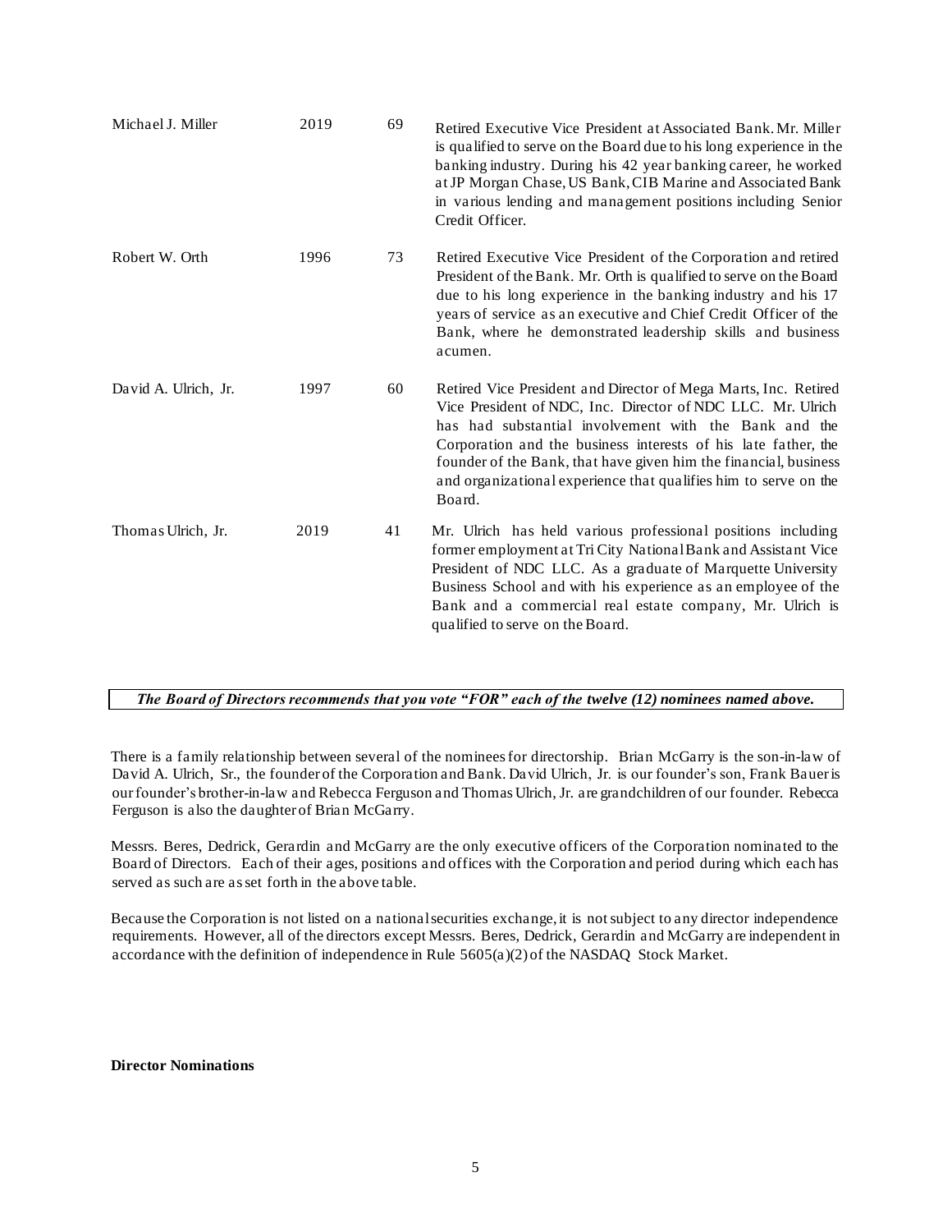| | | | |
|---|---|---|---|
| Michael J. Miller | 2019 | 69 | Retired Executive Vice President at Associated Bank. Mr. Miller is qualified to serve on the Board due to his long experience in the banking industry. During his 42 year banking career, he worked at JP Morgan Chase, US Bank, CIB Marine and Associated Bank in various lending and management positions including Senior Credit Officer. |
| Robert W. Orth | 1996 | 73 | Retired Executive Vice President of the Corporation and retired President of the Bank. Mr. Orth is qualified to serve on the Board due to his long experience in the banking industry and his 17 years of service as an executive and Chief Credit Officer of the Bank, where he demonstrated leadership skills and business acumen. |
| David A. Ulrich, Jr. | 1997 | 60 | Retired Vice President and Director of Mega Marts, Inc. Retired Vice President of NDC, Inc. Director of NDC LLC. Mr. Ulrich has had substantial involvement with the Bank and the Corporation and the business interests of his late father, the founder of the Bank, that have given him the financial, business and organizational experience that qualifies him to serve on the Board. |
| Thomas Ulrich, Jr. | 2019 | 41 | Mr. Ulrich has held various professional positions including former employment at Tri City National Bank and Assistant Vice President of NDC LLC. As a graduate of Marquette University Business School and with his experience as an employee of the Bank and a commercial real estate company, Mr. Ulrich is qualified to serve on the Board. |

***The Board of Directors recommends that you vote "FOR" each of the twelve (12) nominees named above.***

There is a family relationship between several of the nominees for directorship. Brian McGarry is the son-in-law of David A. Ulrich, Sr., the founder of the Corporation and Bank. David Ulrich, Jr. is our founder's son, Frank Bauer is our founder's brother-in-law and Rebecca Ferguson and Thomas Ulrich, Jr. are grandchildren of our founder. Rebecca Ferguson is also the daughter of Brian McGarry.

Messrs. Beres, Dedrick, Gerardin and McGarry are the only executive officers of the Corporation nominated to the Board of Directors. Each of their ages, positions and offices with the Corporation and period during which each has served as such are as set forth in the above table.

Because the Corporation is not listed on a national securities exchange, it is not subject to any director independence requirements. However, all of the directors except Messrs. Beres, Dedrick, Gerardin and McGarry are independent in accordance with the definition of independence in Rule 5605(a)(2) of the NASDAQ Stock Market.

**Director Nominations**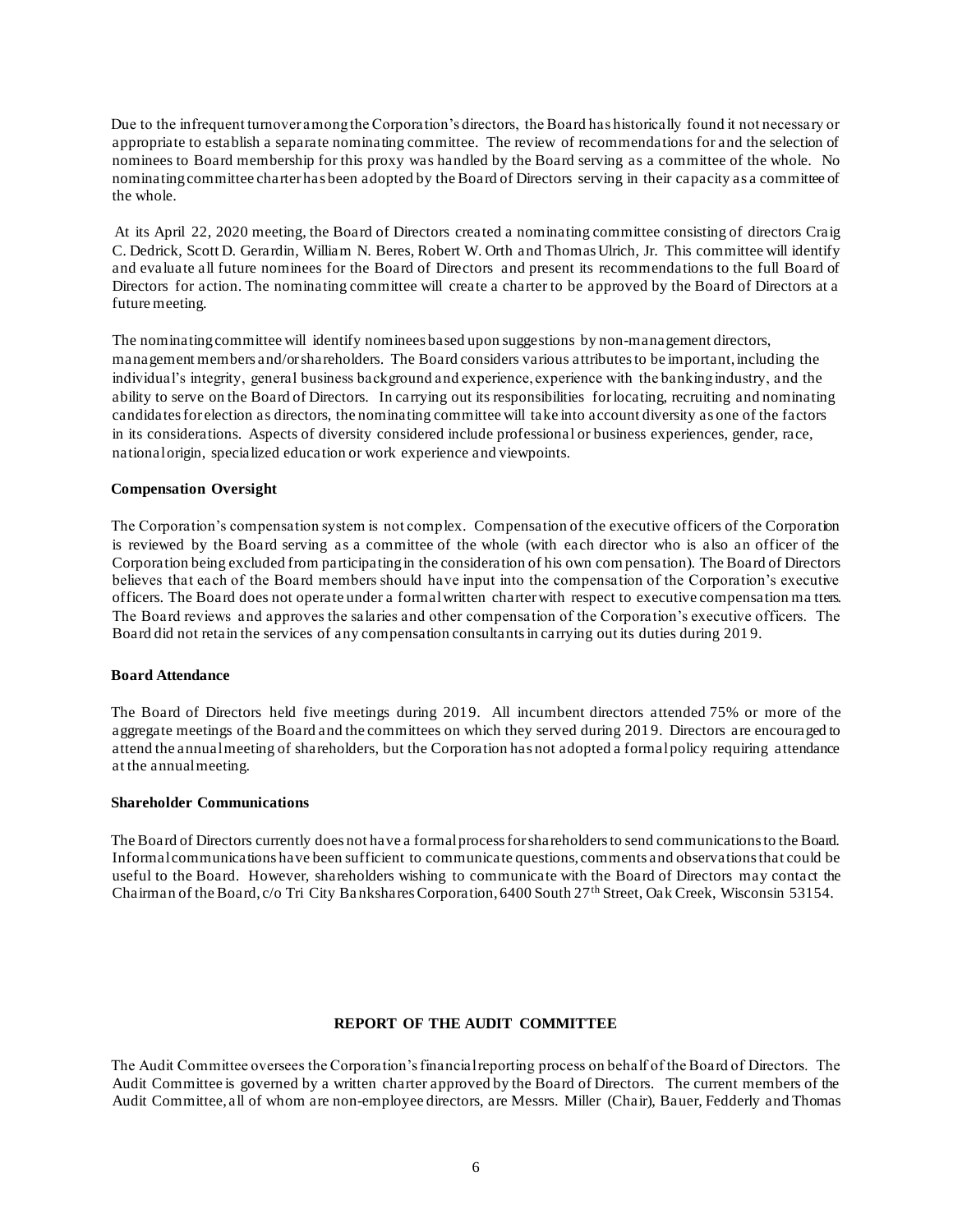Due to the infrequent turnover among the Corporation's directors, the Board has historically found it not necessary or appropriate to establish a separate nominating committee. The review of recommendations for and the selection of nominees to Board membership for this proxy was handled by the Board serving as a committee of the whole. No nominating committee charter has been adopted by the Board of Directors serving in their capacity as a committee of the whole.

At its April 22, 2020 meeting, the Board of Directors created a nominating committee consisting of directors Craig C. Dedrick, Scott D. Gerardin, William N. Beres, Robert W. Orth and Thomas Ulrich, Jr. This committee will identify and evaluate all future nominees for the Board of Directors and present its recommendations to the full Board of Directors for action. The nominating committee will create a charter to be approved by the Board of Directors at a future meeting.

The nominating committee will identify nominees based upon suggestions by non-management directors, management members and/or shareholders. The Board considers various attributes to be important, including the individual's integrity, general business background and experience, experience with the banking industry, and the ability to serve on the Board of Directors. In carrying out its responsibilities for locating, recruiting and nominating candidates for election as directors, the nominating committee will take into account diversity as one of the factors in its considerations. Aspects of diversity considered include professional or business experiences, gender, race, national origin, specialized education or work experience and viewpoints.

**Compensation Oversight**

The Corporation's compensation system is not complex. Compensation of the executive officers of the Corporation is reviewed by the Board serving as a committee of the whole (with each director who is also an officer of the Corporation being excluded from participating in the consideration of his own compensation). The Board of Directors believes that each of the Board members should have input into the compensation of the Corporation's executive officers. The Board does not operate under a formal written charter with respect to executive compensation matters. The Board reviews and approves the salaries and other compensation of the Corporation's executive officers. The Board did not retain the services of any compensation consultants in carrying out its duties during 2019.

**Board Attendance**

The Board of Directors held five meetings during 2019. All incumbent directors attended 75% or more of the aggregate meetings of the Board and the committees on which they served during 2019. Directors are encouraged to attend the annual meeting of shareholders, but the Corporation has not adopted a formal policy requiring attendance at the annual meeting.

**Shareholder Communications**

The Board of Directors currently does not have a formal process for shareholders to send communications to the Board. Informal communications have been sufficient to communicate questions, comments and observations that could be useful to the Board. However, shareholders wishing to communicate with the Board of Directors may contact the Chairman of the Board, c/o Tri City Bankshares Corporation, 6400 South 27th Street, Oak Creek, Wisconsin 53154.

## REPORT OF THE AUDIT COMMITTEE

The Audit Committee oversees the Corporation's financial reporting process on behalf of the Board of Directors. The Audit Committee is governed by a written charter approved by the Board of Directors. The current members of the Audit Committee, all of whom are non-employee directors, are Messrs. Miller (Chair), Bauer, Fedderly and Thomas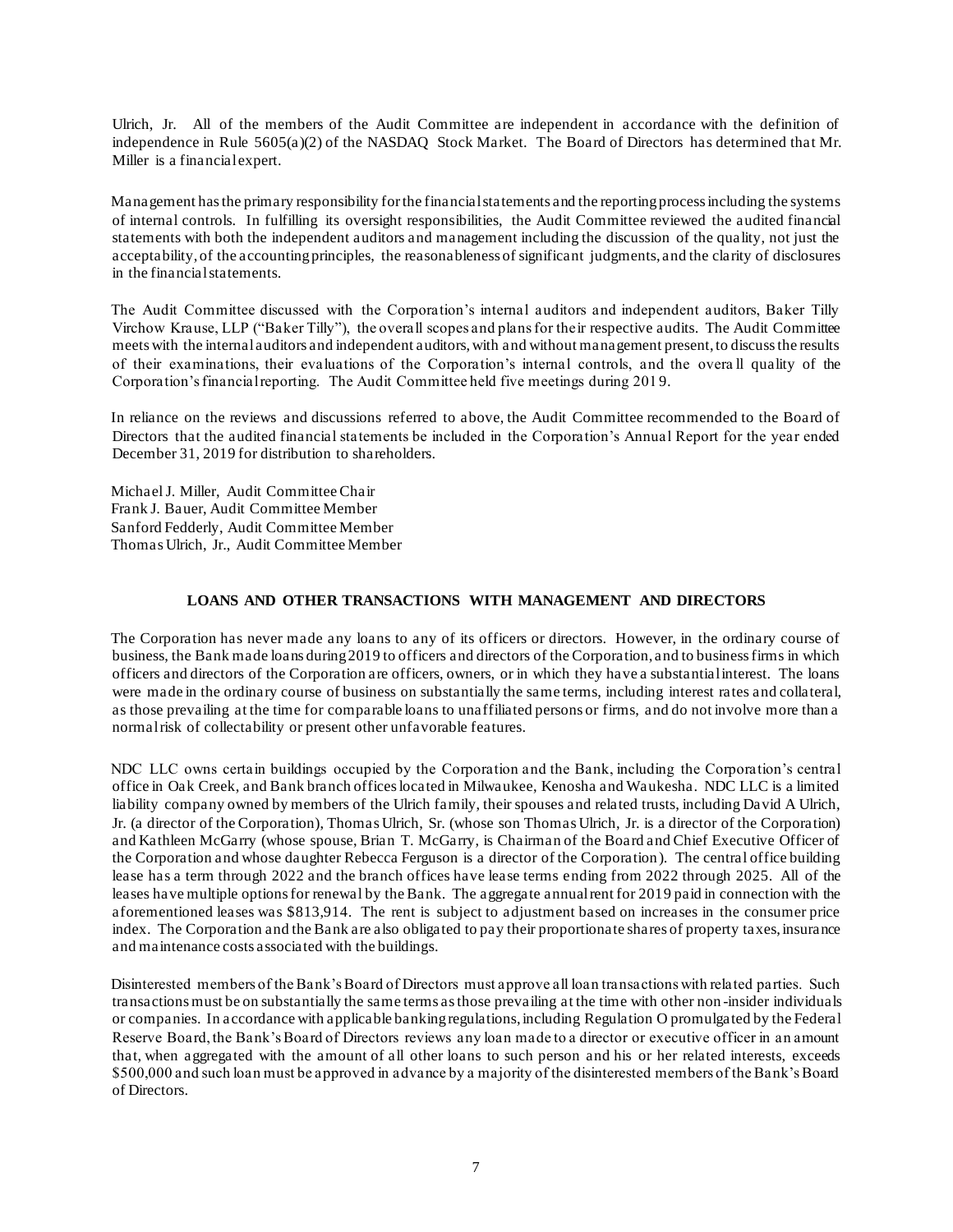Ulrich, Jr. All of the members of the Audit Committee are independent in accordance with the definition of independence in Rule 5605(a)(2) of the NASDAQ Stock Market. The Board of Directors has determined that Mr. Miller is a financial expert.

Management has the primary responsibility for the financial statements and the reporting process including the systems of internal controls. In fulfilling its oversight responsibilities, the Audit Committee reviewed the audited financial statements with both the independent auditors and management including the discussion of the quality, not just the acceptability, of the accounting principles, the reasonableness of significant judgments, and the clarity of disclosures in the financial statements.

The Audit Committee discussed with the Corporation's internal auditors and independent auditors, Baker Tilly Virchow Krause, LLP ("Baker Tilly"), the overall scopes and plans for their respective audits. The Audit Committee meets with the internal auditors and independent auditors, with and without management present, to discuss the results of their examinations, their evaluations of the Corporation's internal controls, and the overall quality of the Corporation's financial reporting. The Audit Committee held five meetings during 2019.

In reliance on the reviews and discussions referred to above, the Audit Committee recommended to the Board of Directors that the audited financial statements be included in the Corporation's Annual Report for the year ended December 31, 2019 for distribution to shareholders.

Michael J. Miller, Audit Committee Chair
Frank J. Bauer, Audit Committee Member
Sanford Fedderly, Audit Committee Member
Thomas Ulrich, Jr., Audit Committee Member

## LOANS AND OTHER TRANSACTIONS WITH MANAGEMENT AND DIRECTORS

The Corporation has never made any loans to any of its officers or directors. However, in the ordinary course of business, the Bank made loans during 2019 to officers and directors of the Corporation, and to business firms in which officers and directors of the Corporation are officers, owners, or in which they have a substantial interest. The loans were made in the ordinary course of business on substantially the same terms, including interest rates and collateral, as those prevailing at the time for comparable loans to unaffiliated persons or firms, and do not involve more than a normal risk of collectability or present other unfavorable features.

NDC LLC owns certain buildings occupied by the Corporation and the Bank, including the Corporation's central office in Oak Creek, and Bank branch offices located in Milwaukee, Kenosha and Waukesha. NDC LLC is a limited liability company owned by members of the Ulrich family, their spouses and related trusts, including David A Ulrich, Jr. (a director of the Corporation), Thomas Ulrich, Sr. (whose son Thomas Ulrich, Jr. is a director of the Corporation) and Kathleen McGarry (whose spouse, Brian T. McGarry, is Chairman of the Board and Chief Executive Officer of the Corporation and whose daughter Rebecca Ferguson is a director of the Corporation). The central office building lease has a term through 2022 and the branch offices have lease terms ending from 2022 through 2025. All of the leases have multiple options for renewal by the Bank. The aggregate annual rent for 2019 paid in connection with the aforementioned leases was $813,914. The rent is subject to adjustment based on increases in the consumer price index. The Corporation and the Bank are also obligated to pay their proportionate shares of property taxes, insurance and maintenance costs associated with the buildings.

Disinterested members of the Bank's Board of Directors must approve all loan transactions with related parties. Such transactions must be on substantially the same terms as those prevailing at the time with other non-insider individuals or companies. In accordance with applicable banking regulations, including Regulation O promulgated by the Federal Reserve Board, the Bank's Board of Directors reviews any loan made to a director or executive officer in an amount that, when aggregated with the amount of all other loans to such person and his or her related interests, exceeds $500,000 and such loan must be approved in advance by a majority of the disinterested members of the Bank's Board of Directors.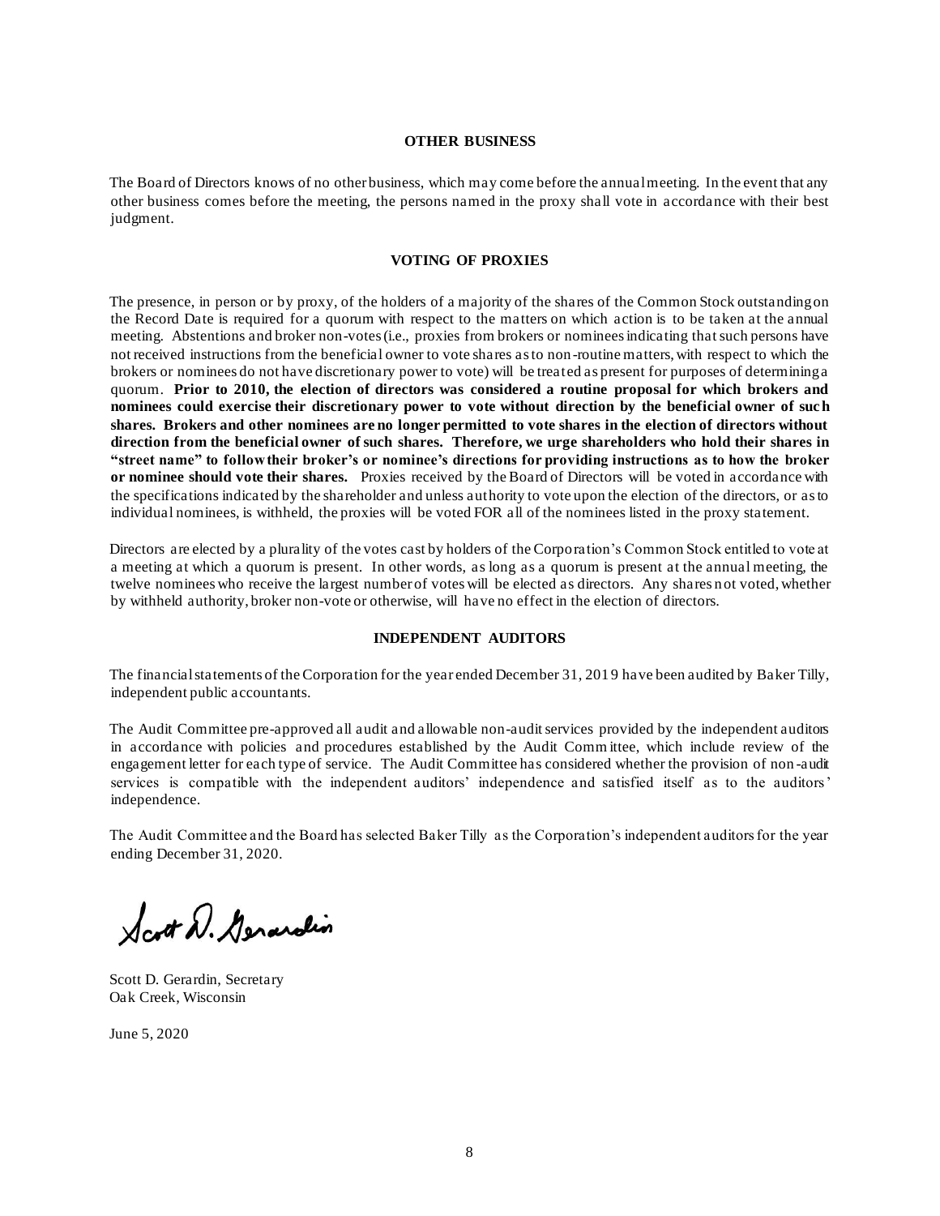## OTHER BUSINESS

The Board of Directors knows of no other business, which may come before the annual meeting. In the event that any other business comes before the meeting, the persons named in the proxy shall vote in accordance with their best judgment.

## VOTING OF PROXIES

The presence, in person or by proxy, of the holders of a majority of the shares of the Common Stock outstanding on the Record Date is required for a quorum with respect to the matters on which action is to be taken at the annual meeting. Abstentions and broker non-votes (i.e., proxies from brokers or nominees indicating that such persons have not received instructions from the beneficial owner to vote shares as to non-routine matters, with respect to which the brokers or nominees do not have discretionary power to vote) will be treated as present for purposes of determining a quorum. **Prior to 2010, the election of directors was considered a routine proposal for which brokers and nominees could exercise their discretionary power to vote without direction by the beneficial owner of such shares. Brokers and other nominees are no longer permitted to vote shares in the election of directors without direction from the beneficial owner of such shares. Therefore, we urge shareholders who hold their shares in "street name" to follow their broker's or nominee's directions for providing instructions as to how the broker or nominee should vote their shares.** Proxies received by the Board of Directors will be voted in accordance with the specifications indicated by the shareholder and unless authority to vote upon the election of the directors, or as to individual nominees, is withheld, the proxies will be voted FOR all of the nominees listed in the proxy statement.

Directors are elected by a plurality of the votes cast by holders of the Corporation's Common Stock entitled to vote at a meeting at which a quorum is present. In other words, as long as a quorum is present at the annual meeting, the twelve nominees who receive the largest number of votes will be elected as directors. Any shares not voted, whether by withheld authority, broker non-vote or otherwise, will have no effect in the election of directors.

## INDEPENDENT AUDITORS

The financial statements of the Corporation for the year ended December 31, 2019 have been audited by Baker Tilly, independent public accountants.

The Audit Committee pre-approved all audit and allowable non-audit services provided by the independent auditors in accordance with policies and procedures established by the Audit Committee, which include review of the engagement letter for each type of service. The Audit Committee has considered whether the provision of non-audit services is compatible with the independent auditors' independence and satisfied itself as to the auditors' independence.

The Audit Committee and the Board has selected Baker Tilly as the Corporation's independent auditors for the year ending December 31, 2020.

Scott D. Gerardin, Secretary
Oak Creek, Wisconsin

June 5, 2020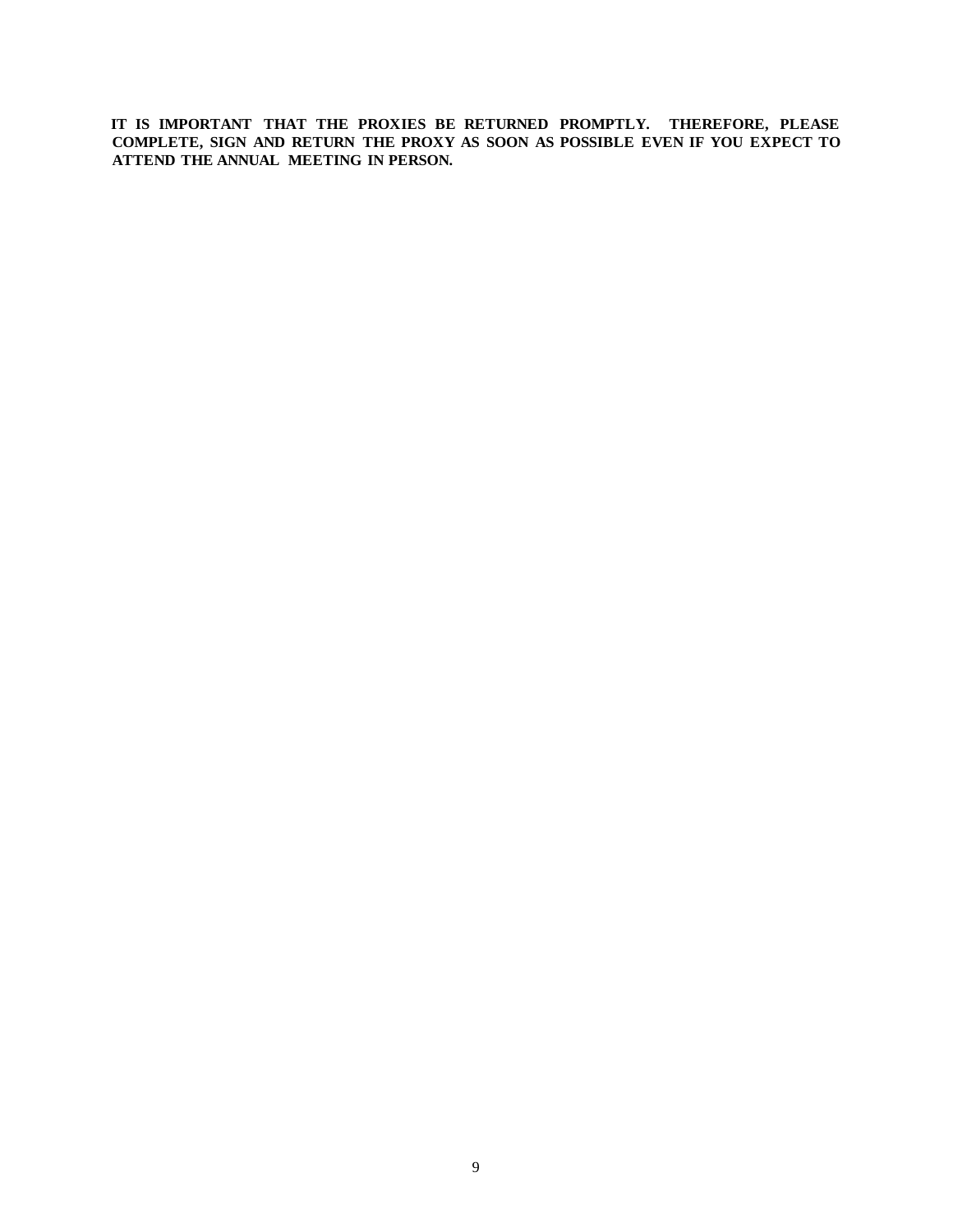**IT IS IMPORTANT THAT THE PROXIES BE RETURNED PROMPTLY. THEREFORE, PLEASE COMPLETE, SIGN AND RETURN THE PROXY AS SOON AS POSSIBLE EVEN IF YOU EXPECT TO ATTEND THE ANNUAL MEETING IN PERSON.**